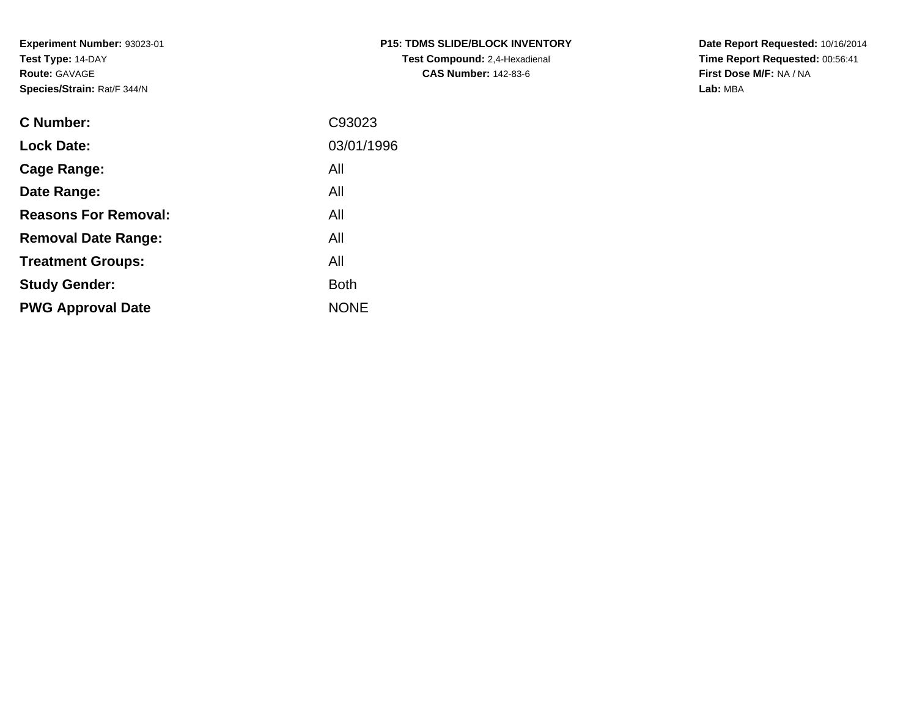**Experiment Number:** 93023-01
**Test Type:** 14-DAY
**Route:** GAVAGE
**Species/Strain:** Rat/F 344/N

**P15: TDMS SLIDE/BLOCK INVENTORY**
**Test Compound:** 2,4-Hexadienal
**CAS Number:** 142-83-6

**Date Report Requested:** 10/16/2014
**Time Report Requested:** 00:56:41
**First Dose M/F:** NA / NA
**Lab:** MBA

| | |
|---|---|
| **C Number:** | C93023 |
| **Lock Date:** | 03/01/1996 |
| **Cage Range:** | All |
| **Date Range:** | All |
| **Reasons For Removal:** | All |
| **Removal Date Range:** | All |
| **Treatment Groups:** | All |
| **Study Gender:** | Both |
| **PWG Approval Date** | NONE |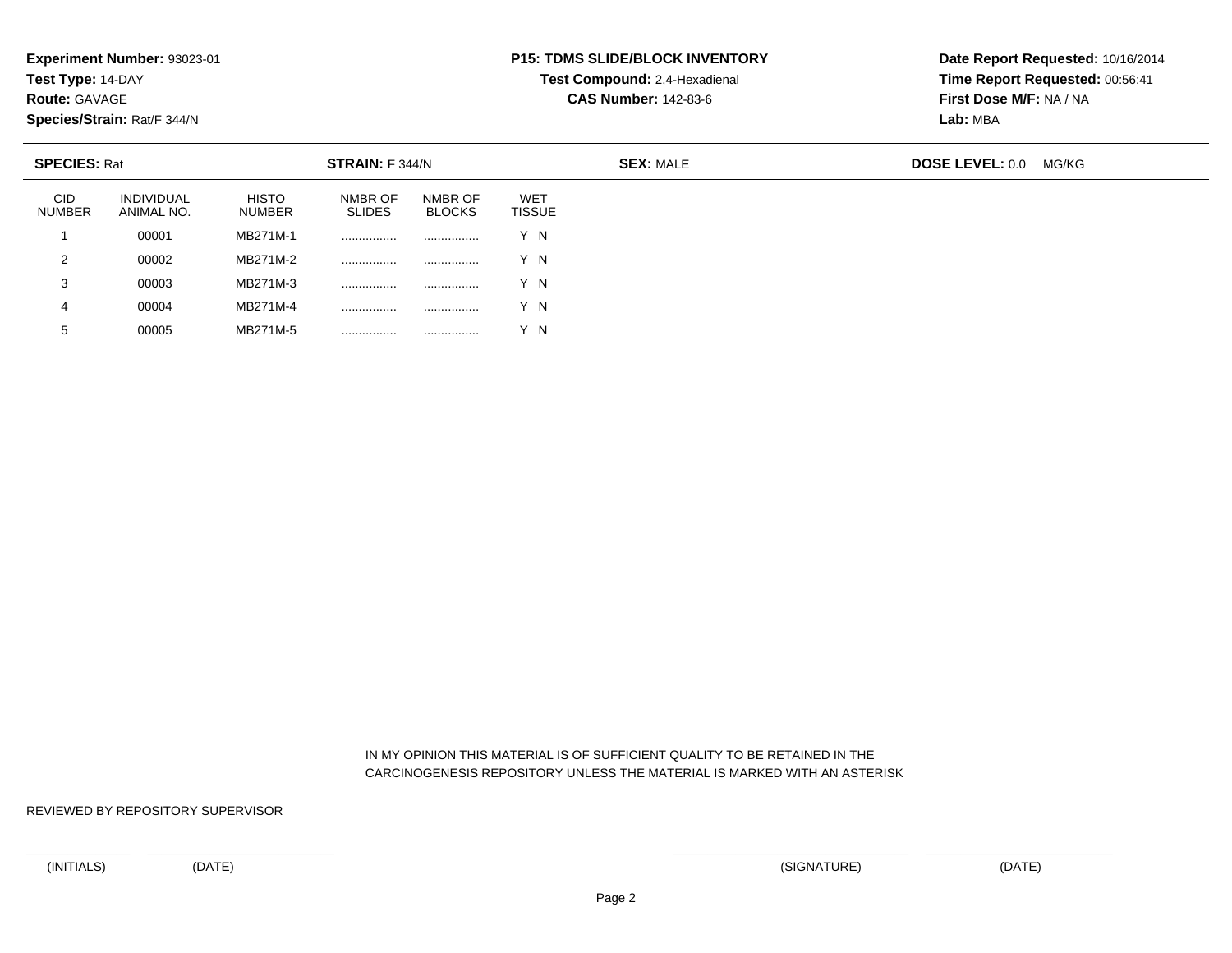**Experiment Number:** 93023-01
**Test Type:** 14-DAY
**Route:** GAVAGE
**Species/Strain:** Rat/F 344/N

**P15: TDMS SLIDE/BLOCK INVENTORY**
**Test Compound:** 2,4-Hexadienal
**CAS Number:** 142-83-6

**Date Report Requested:** 10/16/2014
**Time Report Requested:** 00:56:41
**First Dose M/F:** NA / NA
**Lab:** MBA

**SPECIES:** Rat | **STRAIN:** F 344/N | **SEX:** MALE | **DOSE LEVEL:** 0.0 MG/KG

| CID NUMBER | INDIVIDUAL ANIMAL NO. | HISTO NUMBER | NMBR OF SLIDES | NMBR OF BLOCKS | WET TISSUE |
|---|---|---|---|---|---|
| 1 | 00001 | MB271M-1 | ................ | ................ | Y N |
| 2 | 00002 | MB271M-2 | ................ | ................ | Y N |
| 3 | 00003 | MB271M-3 | ................ | ................ | Y N |
| 4 | 00004 | MB271M-4 | ................ | ................ | Y N |
| 5 | 00005 | MB271M-5 | ................ | ................ | Y N |

IN MY OPINION THIS MATERIAL IS OF SUFFICIENT QUALITY TO BE RETAINED IN THE CARCINOGENESIS REPOSITORY UNLESS THE MATERIAL IS MARKED WITH AN ASTERISK

REVIEWED BY REPOSITORY SUPERVISOR

_______________ _______________________________ _______________________________ _______________________________

(INITIALS) (DATE) (SIGNATURE) (DATE)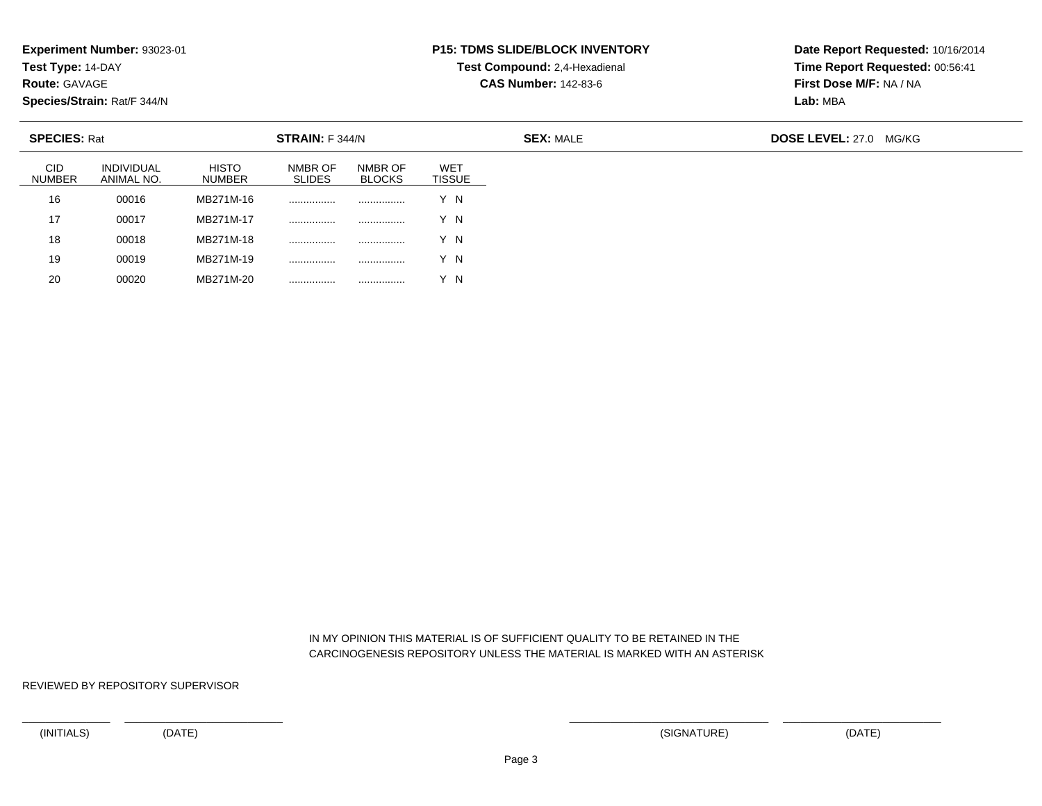**Experiment Number:** 93023-01
**Test Type:** 14-DAY
**Route:** GAVAGE
**Species/Strain:** Rat/F 344/N

**P15: TDMS SLIDE/BLOCK INVENTORY**
**Test Compound:** 2,4-Hexadienal
**CAS Number:** 142-83-6

**Date Report Requested:** 10/16/2014
**Time Report Requested:** 00:56:41
**First Dose M/F:** NA / NA
**Lab:** MBA

**SPECIES:** Rat **STRAIN:** F 344/N **SEX:** MALE **DOSE LEVEL:** 27.0 MG/KG

| CID NUMBER | INDIVIDUAL ANIMAL NO. | HISTO NUMBER | NMBR OF SLIDES | NMBR OF BLOCKS | WET TISSUE |
|---|---|---|---|---|---|
| 16 | 00016 | MB271M-16 | ................ | ................ | Y N |
| 17 | 00017 | MB271M-17 | ................ | ................ | Y N |
| 18 | 00018 | MB271M-18 | ................ | ................ | Y N |
| 19 | 00019 | MB271M-19 | ................ | ................ | Y N |
| 20 | 00020 | MB271M-20 | ................ | ................ | Y N |

IN MY OPINION THIS MATERIAL IS OF SUFFICIENT QUALITY TO BE RETAINED IN THE CARCINOGENESIS REPOSITORY UNLESS THE MATERIAL IS MARKED WITH AN ASTERISK

REVIEWED BY REPOSITORY SUPERVISOR

(INITIALS) (DATE) (SIGNATURE) (DATE)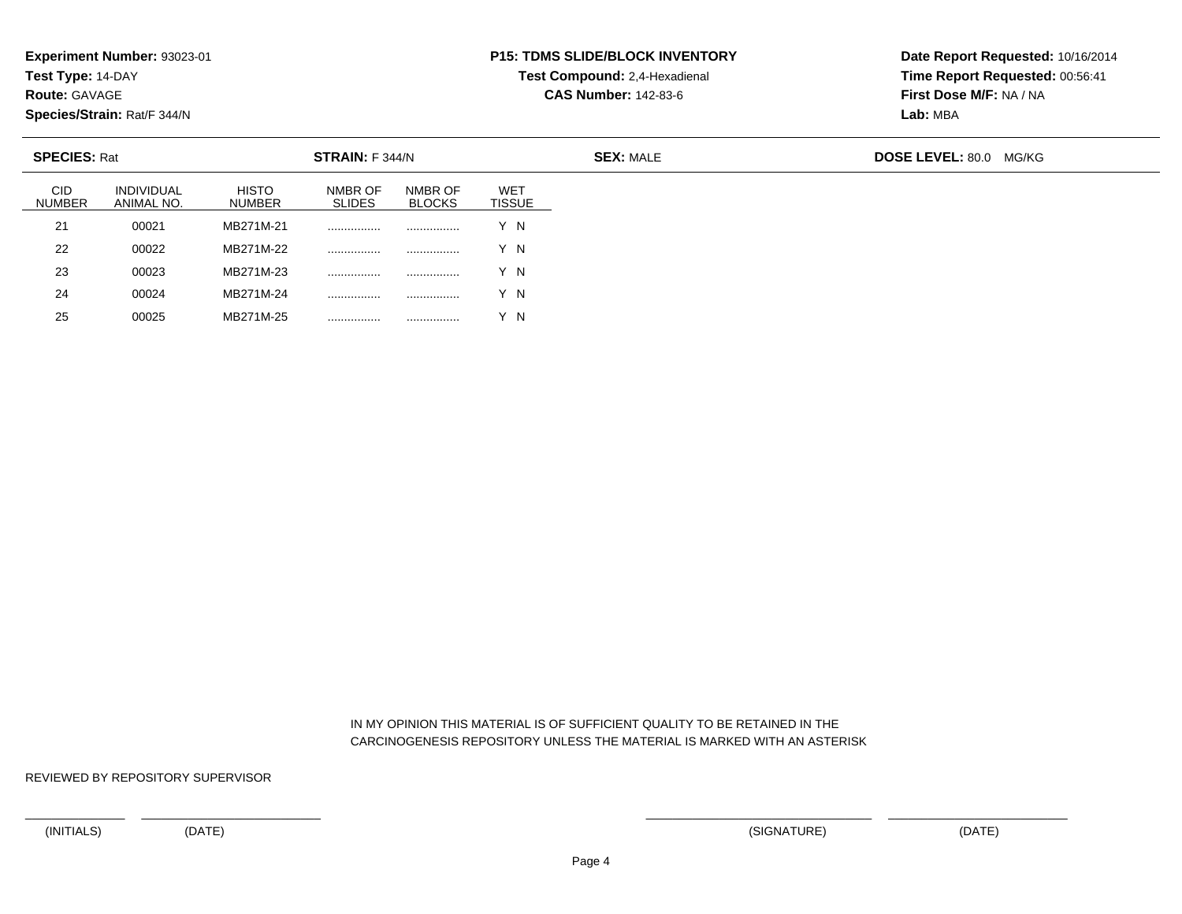**Experiment Number:** 93023-01
**Test Type:** 14-DAY
**Route:** GAVAGE
**Species/Strain:** Rat/F 344/N

**P15: TDMS SLIDE/BLOCK INVENTORY**
**Test Compound:** 2,4-Hexadienal
**CAS Number:** 142-83-6

**Date Report Requested:** 10/16/2014
**Time Report Requested:** 00:56:41
**First Dose M/F:** NA / NA
**Lab:** MBA

**SPECIES:** Rat **STRAIN:** F 344/N **SEX:** MALE **DOSE LEVEL:** 80.0 MG/KG

| CID NUMBER | INDIVIDUAL ANIMAL NO. | HISTO NUMBER | NMBR OF SLIDES | NMBR OF BLOCKS | WET TISSUE |
|---|---|---|---|---|---|
| 21 | 00021 | MB271M-21 | ................ | ................ | Y N |
| 22 | 00022 | MB271M-22 | ................ | ................ | Y N |
| 23 | 00023 | MB271M-23 | ................ | ................ | Y N |
| 24 | 00024 | MB271M-24 | ................ | ................ | Y N |
| 25 | 00025 | MB271M-25 | ................ | ................ | Y N |

IN MY OPINION THIS MATERIAL IS OF SUFFICIENT QUALITY TO BE RETAINED IN THE CARCINOGENESIS REPOSITORY UNLESS THE MATERIAL IS MARKED WITH AN ASTERISK

REVIEWED BY REPOSITORY SUPERVISOR

(INITIALS) (DATE) (SIGNATURE) (DATE)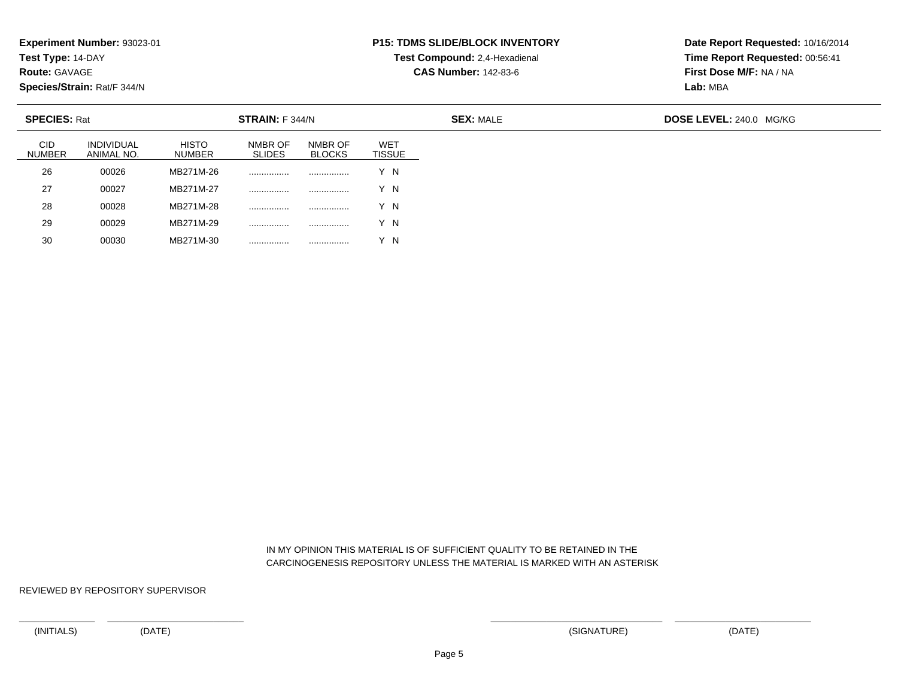**Experiment Number:** 93023-01
**Test Type:** 14-DAY
**Route:** GAVAGE
**Species/Strain:** Rat/F 344/N

**P15: TDMS SLIDE/BLOCK INVENTORY**
**Test Compound:** 2,4-Hexadienal
**CAS Number:** 142-83-6

**Date Report Requested:** 10/16/2014
**Time Report Requested:** 00:56:41
**First Dose M/F:** NA / NA
**Lab:** MBA

**SPECIES:** Rat **STRAIN:** F 344/N **SEX:** MALE **DOSE LEVEL:** 240.0 MG/KG

| CID NUMBER | INDIVIDUAL ANIMAL NO. | HISTO NUMBER | NMBR OF SLIDES | NMBR OF BLOCKS | WET TISSUE |
|---|---|---|---|---|---|
| 26 | 00026 | MB271M-26 | ................ | ................ | Y N |
| 27 | 00027 | MB271M-27 | ................ | ................ | Y N |
| 28 | 00028 | MB271M-28 | ................ | ................ | Y N |
| 29 | 00029 | MB271M-29 | ................ | ................ | Y N |
| 30 | 00030 | MB271M-30 | ................ | ................ | Y N |

IN MY OPINION THIS MATERIAL IS OF SUFFICIENT QUALITY TO BE RETAINED IN THE CARCINOGENESIS REPOSITORY UNLESS THE MATERIAL IS MARKED WITH AN ASTERISK

REVIEWED BY REPOSITORY SUPERVISOR

(INITIALS) (DATE) (SIGNATURE) (DATE)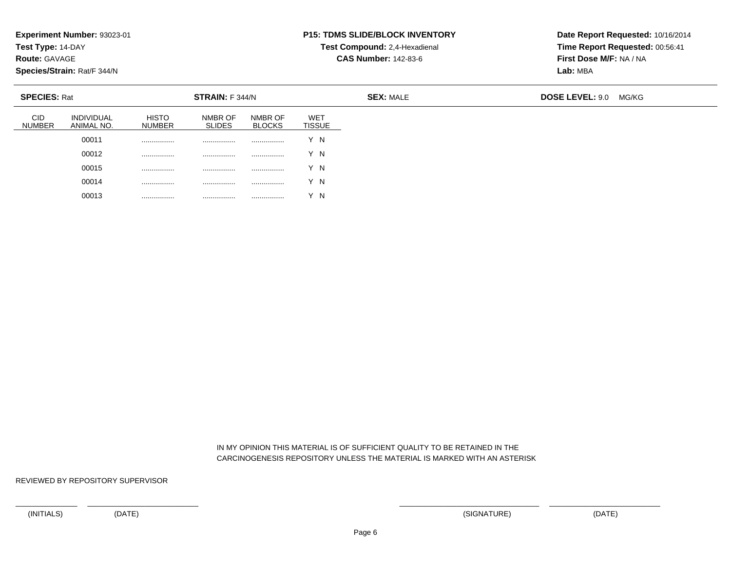**Experiment Number:** 93023-01
**Test Type:** 14-DAY
**Route:** GAVAGE
**Species/Strain:** Rat/F 344/N

**P15: TDMS SLIDE/BLOCK INVENTORY**
**Test Compound:** 2,4-Hexadienal
**CAS Number:** 142-83-6

**Date Report Requested:** 10/16/2014
**Time Report Requested:** 00:56:41
**First Dose M/F:** NA / NA
**Lab:** MBA

**SPECIES:** Rat **STRAIN:** F 344/N **SEX:** MALE **DOSE LEVEL:** 9.0 MG/KG

| CID NUMBER | INDIVIDUAL ANIMAL NO. | HISTO NUMBER | NMBR OF SLIDES | NMBR OF BLOCKS | WET TISSUE |
|---|---|---|---|---|---|
| | 00011 | ................ | ................ | ................ | Y N |
| | 00012 | ................ | ................ | ................ | Y N |
| | 00015 | ................ | ................ | ................ | Y N |
| | 00014 | ................ | ................ | ................ | Y N |
| | 00013 | ................ | ................ | ................ | Y N |

IN MY OPINION THIS MATERIAL IS OF SUFFICIENT QUALITY TO BE RETAINED IN THE CARCINOGENESIS REPOSITORY UNLESS THE MATERIAL IS MARKED WITH AN ASTERISK

REVIEWED BY REPOSITORY SUPERVISOR

_____________ _____________________ _____________________________ _____________________

(INITIALS) (DATE) (SIGNATURE) (DATE)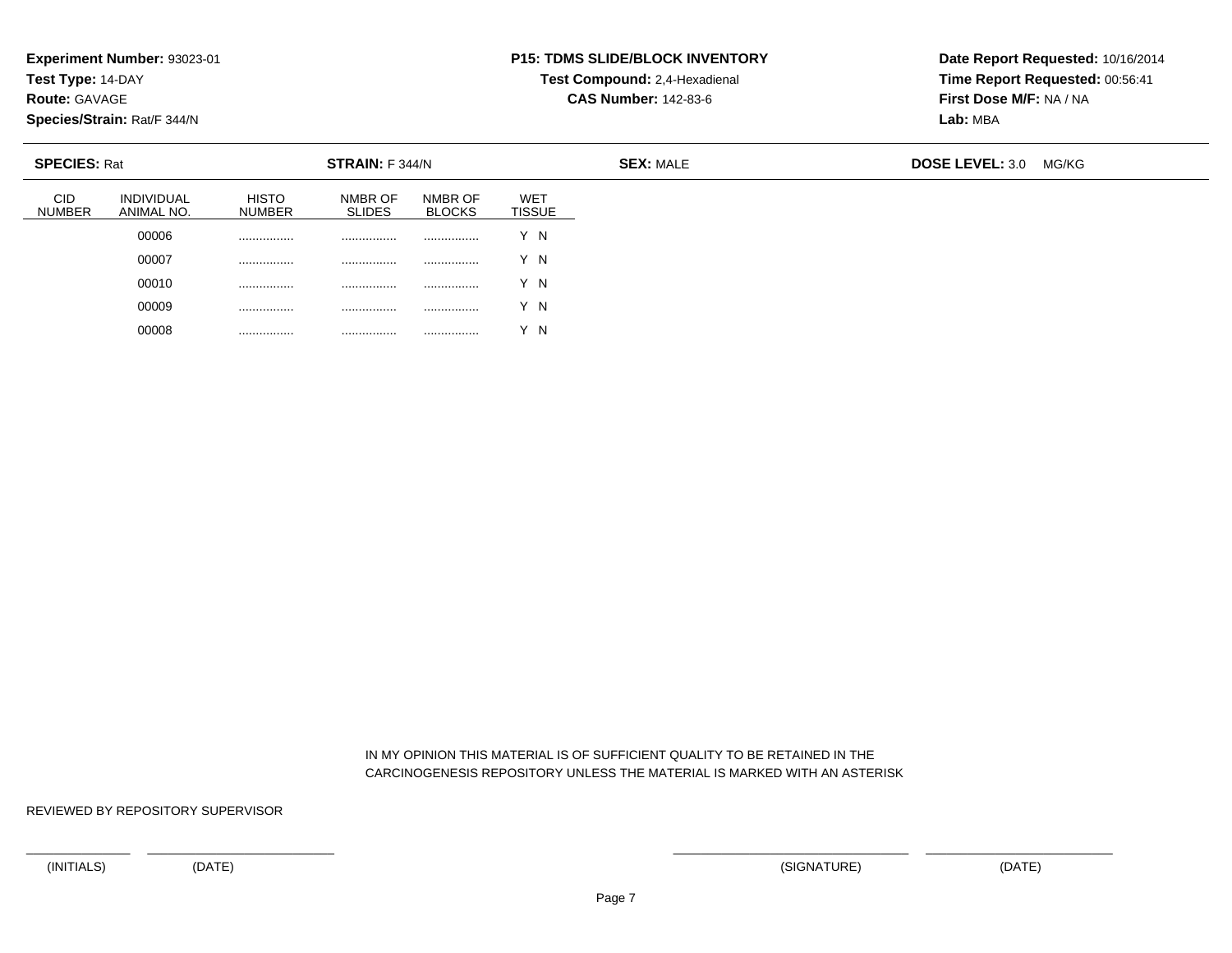**Experiment Number:** 93023-01
**Test Type:** 14-DAY
**Route:** GAVAGE
**Species/Strain:** Rat/F 344/N

**P15: TDMS SLIDE/BLOCK INVENTORY**
**Test Compound:** 2,4-Hexadienal
**CAS Number:** 142-83-6

**Date Report Requested:** 10/16/2014
**Time Report Requested:** 00:56:41
**First Dose M/F:** NA / NA
**Lab:** MBA

**SPECIES:** Rat **STRAIN:** F 344/N **SEX:** MALE **DOSE LEVEL:** 3.0 MG/KG

| CID NUMBER | INDIVIDUAL ANIMAL NO. | HISTO NUMBER | NMBR OF SLIDES | NMBR OF BLOCKS | WET TISSUE |
|---|---|---|---|---|---|
| | 00006 | ................ | ................ | ................ | Y N |
| | 00007 | ................ | ................ | ................ | Y N |
| | 00010 | ................ | ................ | ................ | Y N |
| | 00009 | ................ | ................ | ................ | Y N |
| | 00008 | ................ | ................ | ................ | Y N |

IN MY OPINION THIS MATERIAL IS OF SUFFICIENT QUALITY TO BE RETAINED IN THE CARCINOGENESIS REPOSITORY UNLESS THE MATERIAL IS MARKED WITH AN ASTERISK

REVIEWED BY REPOSITORY SUPERVISOR

(INITIALS) (DATE) (SIGNATURE) (DATE)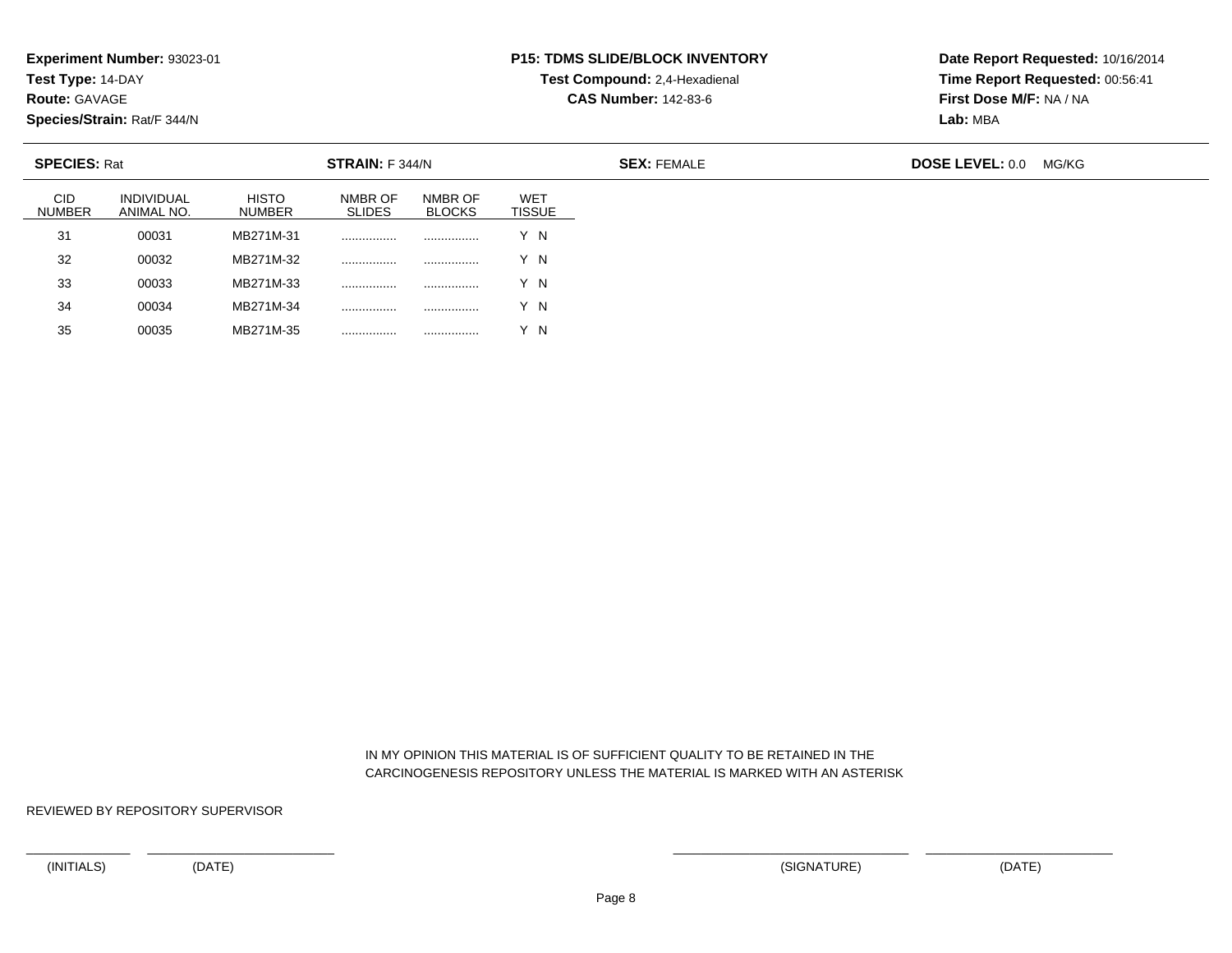**Experiment Number:** 93023-01
**Test Type:** 14-DAY
**Route:** GAVAGE
**Species/Strain:** Rat/F 344/N

**P15: TDMS SLIDE/BLOCK INVENTORY**
**Test Compound:** 2,4-Hexadienal
**CAS Number:** 142-83-6

**Date Report Requested:** 10/16/2014
**Time Report Requested:** 00:56:41
**First Dose M/F:** NA / NA
**Lab:** MBA

**SPECIES:** Rat **STRAIN:** F 344/N **SEX:** FEMALE **DOSE LEVEL:** 0.0 MG/KG

| CID NUMBER | INDIVIDUAL ANIMAL NO. | HISTO NUMBER | NMBR OF SLIDES | NMBR OF BLOCKS | WET TISSUE |
|---|---|---|---|---|---|
| 31 | 00031 | MB271M-31 | ................ | ................ | Y N |
| 32 | 00032 | MB271M-32 | ................ | ................ | Y N |
| 33 | 00033 | MB271M-33 | ................ | ................ | Y N |
| 34 | 00034 | MB271M-34 | ................ | ................ | Y N |
| 35 | 00035 | MB271M-35 | ................ | ................ | Y N |

IN MY OPINION THIS MATERIAL IS OF SUFFICIENT QUALITY TO BE RETAINED IN THE CARCINOGENESIS REPOSITORY UNLESS THE MATERIAL IS MARKED WITH AN ASTERISK

REVIEWED BY REPOSITORY SUPERVISOR

(INITIALS) (DATE) (SIGNATURE) (DATE)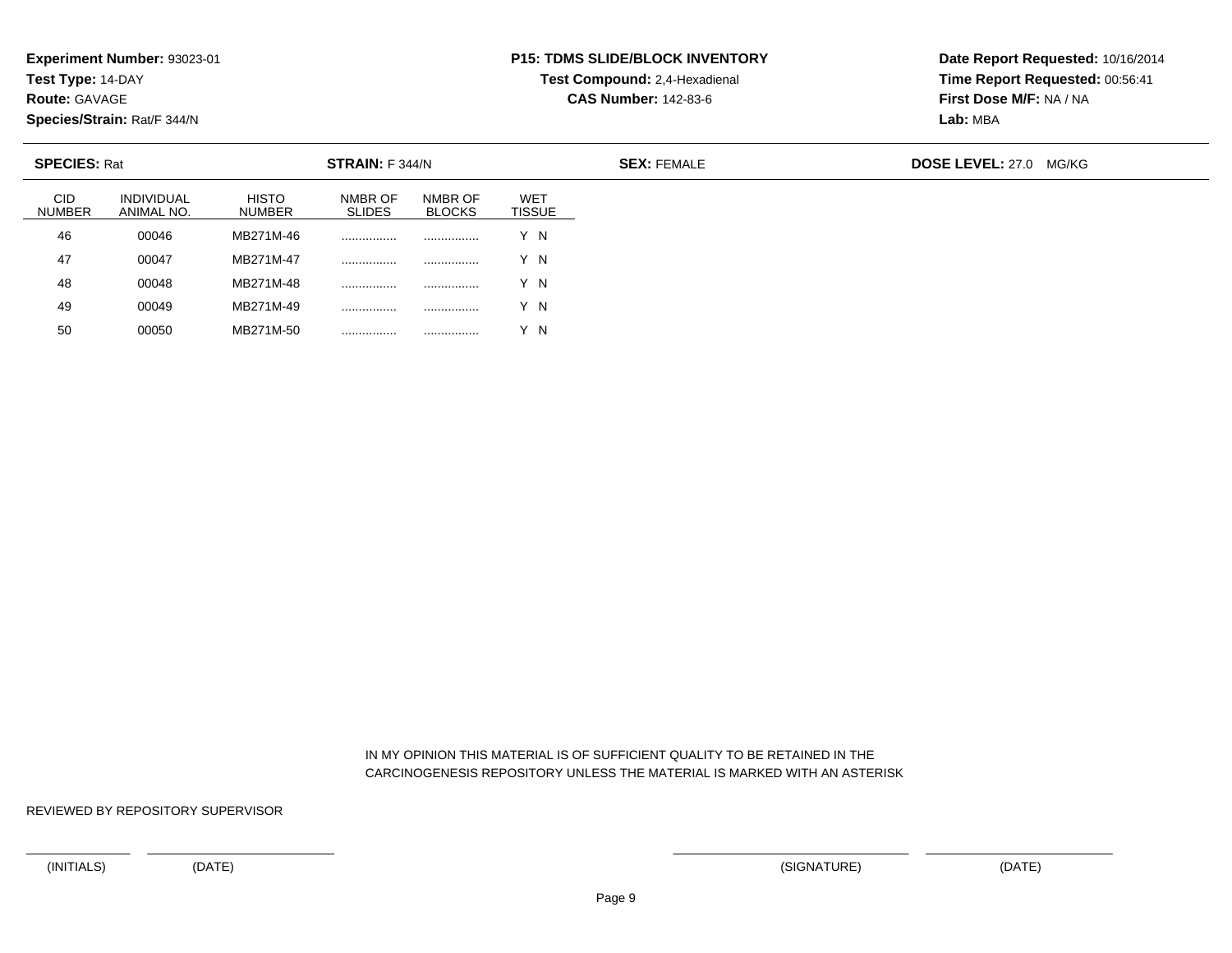**Experiment Number:** 93023-01
**Test Type:** 14-DAY
**Route:** GAVAGE
**Species/Strain:** Rat/F 344/N

**P15: TDMS SLIDE/BLOCK INVENTORY**
**Test Compound:** 2,4-Hexadienal
**CAS Number:** 142-83-6

**Date Report Requested:** 10/16/2014
**Time Report Requested:** 00:56:41
**First Dose M/F:** NA / NA
**Lab:** MBA

**SPECIES:** Rat **STRAIN:** F 344/N **SEX:** FEMALE **DOSE LEVEL:** 27.0 MG/KG

| CID NUMBER | INDIVIDUAL ANIMAL NO. | HISTO NUMBER | NMBR OF SLIDES | NMBR OF BLOCKS | WET TISSUE |
|---|---|---|---|---|---|
| 46 | 00046 | MB271M-46 | ................ | ................ | Y N |
| 47 | 00047 | MB271M-47 | ................ | ................ | Y N |
| 48 | 00048 | MB271M-48 | ................ | ................ | Y N |
| 49 | 00049 | MB271M-49 | ................ | ................ | Y N |
| 50 | 00050 | MB271M-50 | ................ | ................ | Y N |

IN MY OPINION THIS MATERIAL IS OF SUFFICIENT QUALITY TO BE RETAINED IN THE CARCINOGENESIS REPOSITORY UNLESS THE MATERIAL IS MARKED WITH AN ASTERISK

REVIEWED BY REPOSITORY SUPERVISOR

(INITIALS) (DATE) (SIGNATURE) (DATE)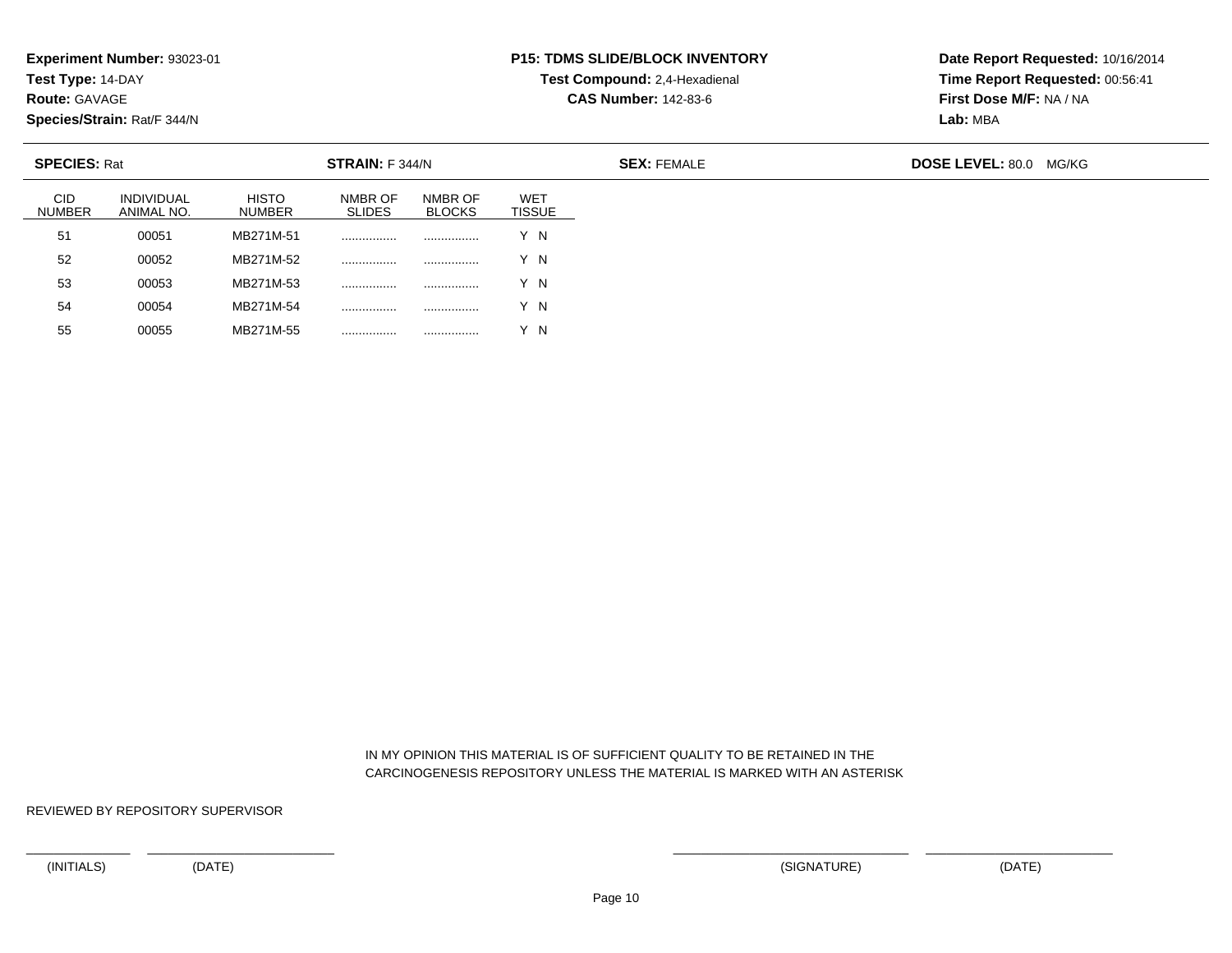**Experiment Number:** 93023-01
**Test Type:** 14-DAY
**Route:** GAVAGE
**Species/Strain:** Rat/F 344/N

**P15: TDMS SLIDE/BLOCK INVENTORY**
**Test Compound:** 2,4-Hexadienal
**CAS Number:** 142-83-6

**Date Report Requested:** 10/16/2014
**Time Report Requested:** 00:56:41
**First Dose M/F:** NA / NA
**Lab:** MBA

**SPECIES:** Rat **STRAIN:** F 344/N **SEX:** FEMALE **DOSE LEVEL:** 80.0 MG/KG

| CID NUMBER | INDIVIDUAL ANIMAL NO. | HISTO NUMBER | NMBR OF SLIDES | NMBR OF BLOCKS | WET TISSUE |
|---|---|---|---|---|---|
| 51 | 00051 | MB271M-51 | ................ | ................ | Y N |
| 52 | 00052 | MB271M-52 | ................ | ................ | Y N |
| 53 | 00053 | MB271M-53 | ................ | ................ | Y N |
| 54 | 00054 | MB271M-54 | ................ | ................ | Y N |
| 55 | 00055 | MB271M-55 | ................ | ................ | Y N |

IN MY OPINION THIS MATERIAL IS OF SUFFICIENT QUALITY TO BE RETAINED IN THE CARCINOGENESIS REPOSITORY UNLESS THE MATERIAL IS MARKED WITH AN ASTERISK

REVIEWED BY REPOSITORY SUPERVISOR

(INITIALS) (DATE) (SIGNATURE) (DATE)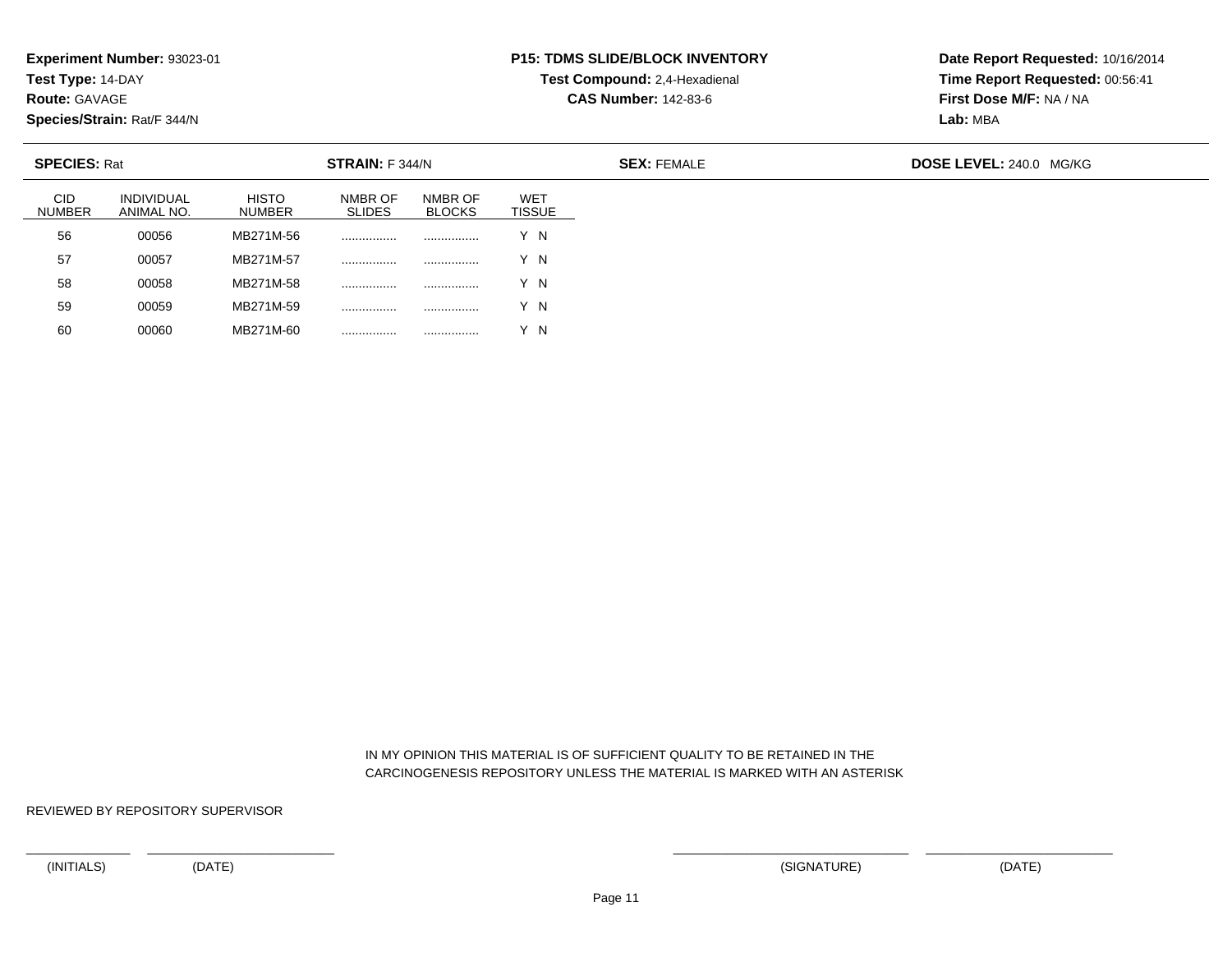**Experiment Number:** 93023-01
**Test Type:** 14-DAY
**Route:** GAVAGE
**Species/Strain:** Rat/F 344/N

**P15: TDMS SLIDE/BLOCK INVENTORY**
**Test Compound:** 2,4-Hexadienal
**CAS Number:** 142-83-6

**Date Report Requested:** 10/16/2014
**Time Report Requested:** 00:56:41
**First Dose M/F:** NA / NA
**Lab:** MBA

**SPECIES:** Rat **STRAIN:** F 344/N **SEX:** FEMALE **DOSE LEVEL:** 240.0 MG/KG

| CID NUMBER | INDIVIDUAL ANIMAL NO. | HISTO NUMBER | NMBR OF SLIDES | NMBR OF BLOCKS | WET TISSUE |
|---|---|---|---|---|---|
| 56 | 00056 | MB271M-56 | ................ | ................ | Y N |
| 57 | 00057 | MB271M-57 | ................ | ................ | Y N |
| 58 | 00058 | MB271M-58 | ................ | ................ | Y N |
| 59 | 00059 | MB271M-59 | ................ | ................ | Y N |
| 60 | 00060 | MB271M-60 | ................ | ................ | Y N |

IN MY OPINION THIS MATERIAL IS OF SUFFICIENT QUALITY TO BE RETAINED IN THE CARCINOGENESIS REPOSITORY UNLESS THE MATERIAL IS MARKED WITH AN ASTERISK

REVIEWED BY REPOSITORY SUPERVISOR

(INITIALS) (DATE) (SIGNATURE) (DATE)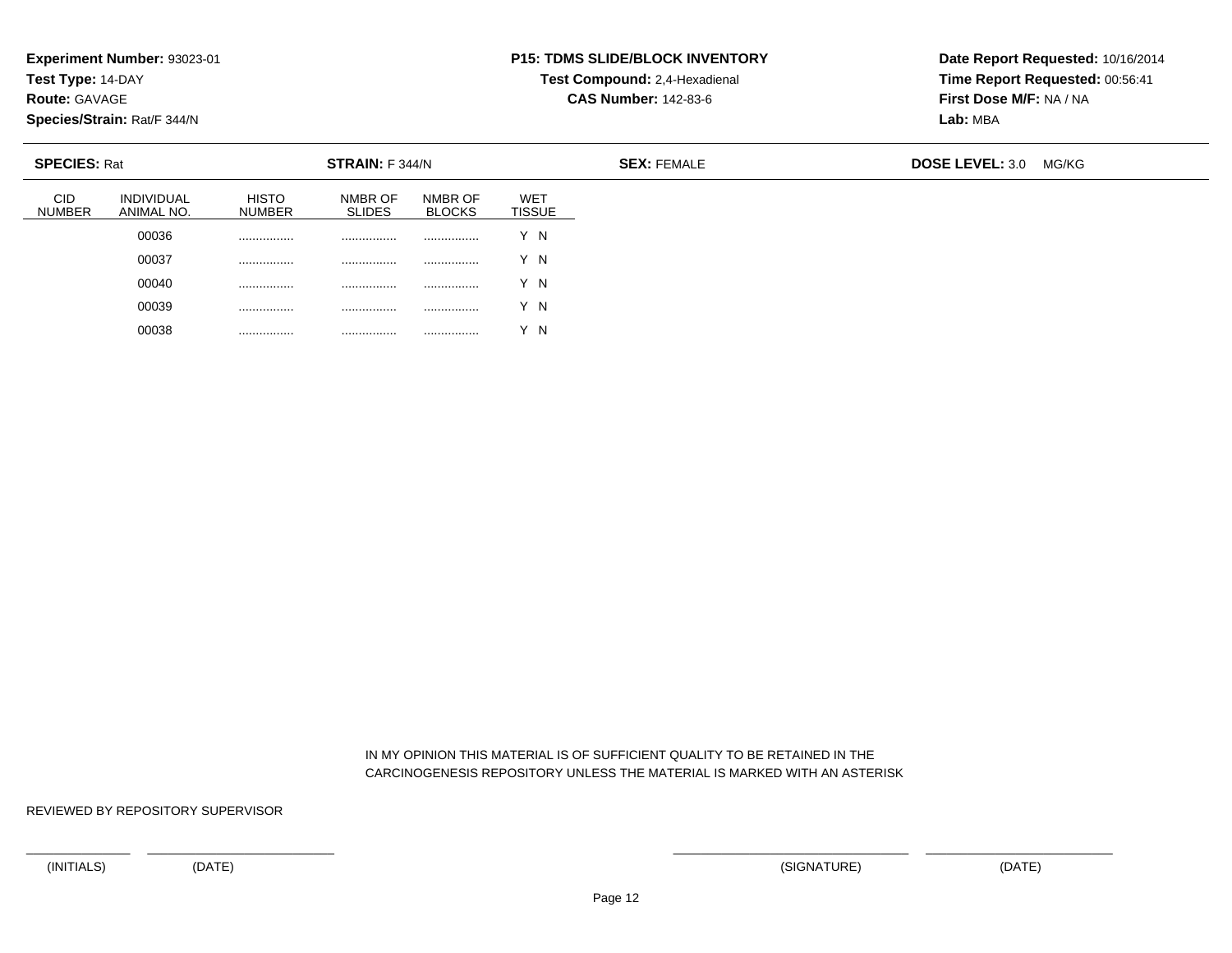**Experiment Number:** 93023-01
**Test Type:** 14-DAY
**Route:** GAVAGE
**Species/Strain:** Rat/F 344/N

**P15: TDMS SLIDE/BLOCK INVENTORY**
**Test Compound:** 2,4-Hexadienal
**CAS Number:** 142-83-6

**Date Report Requested:** 10/16/2014
**Time Report Requested:** 00:56:41
**First Dose M/F:** NA / NA
**Lab:** MBA

**SPECIES:** Rat | **STRAIN:** F 344/N | **SEX:** FEMALE | **DOSE LEVEL:** 3.0 MG/KG

| CID NUMBER | INDIVIDUAL ANIMAL NO. | HISTO NUMBER | NMBR OF SLIDES | NMBR OF BLOCKS | WET TISSUE |
|---|---|---|---|---|---|
| | 00036 | ................ | ................ | ................ | Y N |
| | 00037 | ................ | ................ | ................ | Y N |
| | 00040 | ................ | ................ | ................ | Y N |
| | 00039 | ................ | ................ | ................ | Y N |
| | 00038 | ................ | ................ | ................ | Y N |

IN MY OPINION THIS MATERIAL IS OF SUFFICIENT QUALITY TO BE RETAINED IN THE CARCINOGENESIS REPOSITORY UNLESS THE MATERIAL IS MARKED WITH AN ASTERISK

REVIEWED BY REPOSITORY SUPERVISOR

_______________ ___________________________
(INITIALS) (DATE)

_________________________________ ___________________________
(SIGNATURE) (DATE)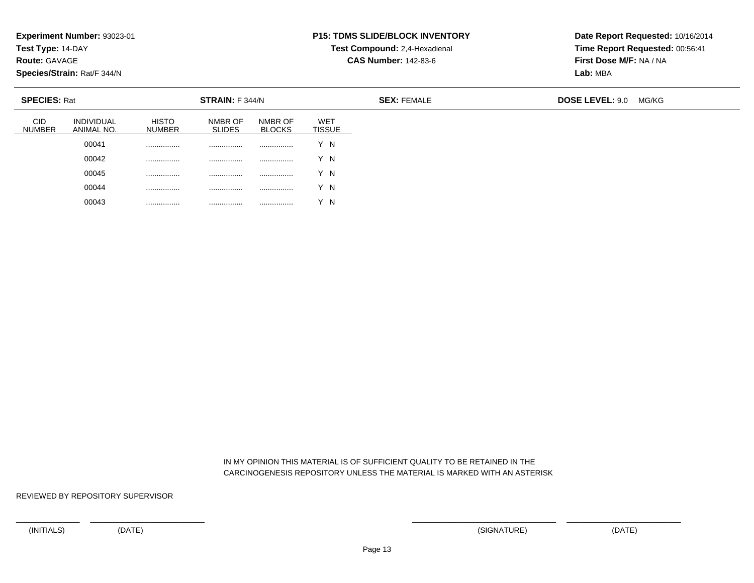**Experiment Number:** 93023-01
**Test Type:** 14-DAY
**Route:** GAVAGE
**Species/Strain:** Rat/F 344/N

**P15: TDMS SLIDE/BLOCK INVENTORY**
**Test Compound:** 2,4-Hexadienal
**CAS Number:** 142-83-6

**Date Report Requested:** 10/16/2014
**Time Report Requested:** 00:56:41
**First Dose M/F:** NA / NA
**Lab:** MBA

**SPECIES:** Rat **STRAIN:** F 344/N **SEX:** FEMALE **DOSE LEVEL:** 9.0 MG/KG

| CID NUMBER | INDIVIDUAL ANIMAL NO. | HISTO NUMBER | NMBR OF SLIDES | NMBR OF BLOCKS | WET TISSUE |
|---|---|---|---|---|---|
| | 00041 | ................ | ................ | ................ | Y N |
| | 00042 | ................ | ................ | ................ | Y N |
| | 00045 | ................ | ................ | ................ | Y N |
| | 00044 | ................ | ................ | ................ | Y N |
| | 00043 | ................ | ................ | ................ | Y N |

IN MY OPINION THIS MATERIAL IS OF SUFFICIENT QUALITY TO BE RETAINED IN THE CARCINOGENESIS REPOSITORY UNLESS THE MATERIAL IS MARKED WITH AN ASTERISK

REVIEWED BY REPOSITORY SUPERVISOR

(INITIALS) (DATE) (SIGNATURE) (DATE)